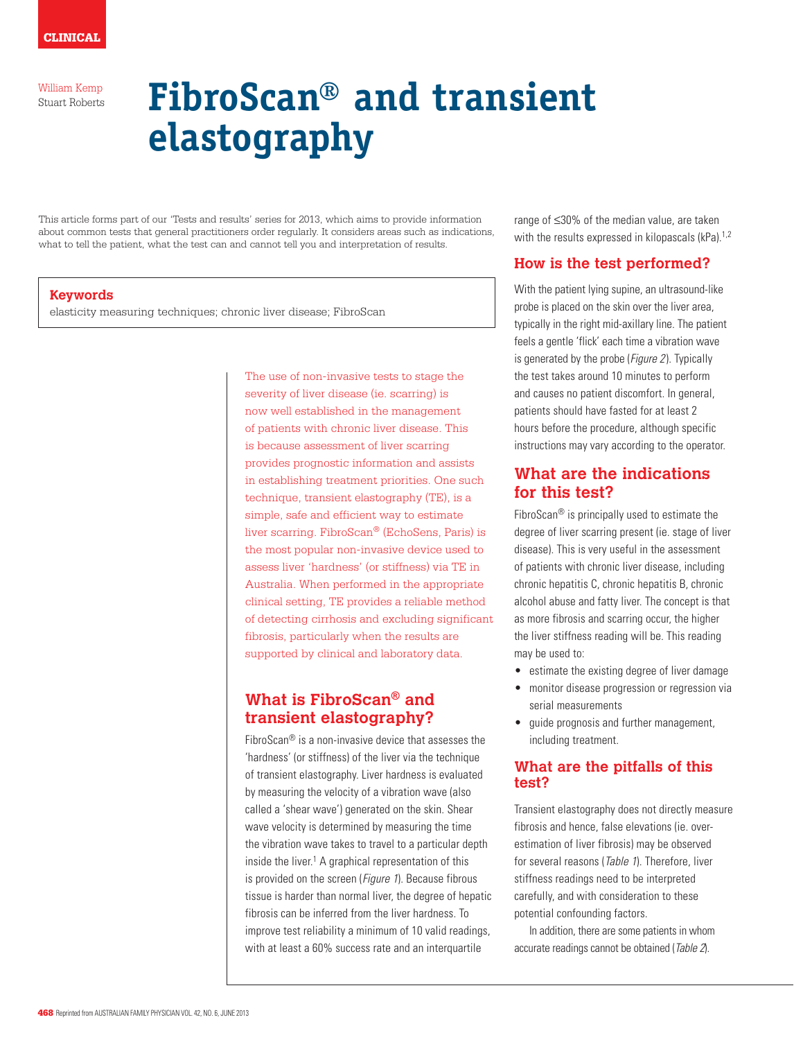CLINICAL

William Kemp
Stuart Roberts

# FibroScan® and transient elastography

This article forms part of our 'Tests and results' series for 2013, which aims to provide information about common tests that general practitioners order regularly. It considers areas such as indications, what to tell the patient, what the test can and cannot tell you and interpretation of results.

**Keywords**

elasticity measuring techniques; chronic liver disease; FibroScan

The use of non-invasive tests to stage the severity of liver disease (ie. scarring) is now well established in the management of patients with chronic liver disease. This is because assessment of liver scarring provides prognostic information and assists in establishing treatment priorities. One such technique, transient elastography (TE), is a simple, safe and efficient way to estimate liver scarring. FibroScan® (EchoSens, Paris) is the most popular non-invasive device used to assess liver 'hardness' (or stiffness) via TE in Australia. When performed in the appropriate clinical setting, TE provides a reliable method of detecting cirrhosis and excluding significant fibrosis, particularly when the results are supported by clinical and laboratory data.

## What is FibroScan® and transient elastography?

FibroScan® is a non-invasive device that assesses the 'hardness' (or stiffness) of the liver via the technique of transient elastography. Liver hardness is evaluated by measuring the velocity of a vibration wave (also called a 'shear wave') generated on the skin. Shear wave velocity is determined by measuring the time the vibration wave takes to travel to a particular depth inside the liver.[1] A graphical representation of this is provided on the screen (*Figure 1*). Because fibrous tissue is harder than normal liver, the degree of hepatic fibrosis can be inferred from the liver hardness. To improve test reliability a minimum of 10 valid readings, with at least a 60% success rate and an interquartile range of ≤30% of the median value, are taken with the results expressed in kilopascals (kPa).[1,2]

## How is the test performed?

With the patient lying supine, an ultrasound-like probe is placed on the skin over the liver area, typically in the right mid-axillary line. The patient feels a gentle 'flick' each time a vibration wave is generated by the probe (*Figure 2*). Typically the test takes around 10 minutes to perform and causes no patient discomfort. In general, patients should have fasted for at least 2 hours before the procedure, although specific instructions may vary according to the operator.

## What are the indications for this test?

FibroScan® is principally used to estimate the degree of liver scarring present (ie. stage of liver disease). This is very useful in the assessment of patients with chronic liver disease, including chronic hepatitis C, chronic hepatitis B, chronic alcohol abuse and fatty liver. The concept is that as more fibrosis and scarring occur, the higher the liver stiffness reading will be. This reading may be used to:

- estimate the existing degree of liver damage
- monitor disease progression or regression via serial measurements
- guide prognosis and further management, including treatment.

## What are the pitfalls of this test?

Transient elastography does not directly measure fibrosis and hence, false elevations (ie. over-estimation of liver fibrosis) may be observed for several reasons (*Table 1*). Therefore, liver stiffness readings need to be interpreted carefully, and with consideration to these potential confounding factors.

In addition, there are some patients in whom accurate readings cannot be obtained (*Table 2*).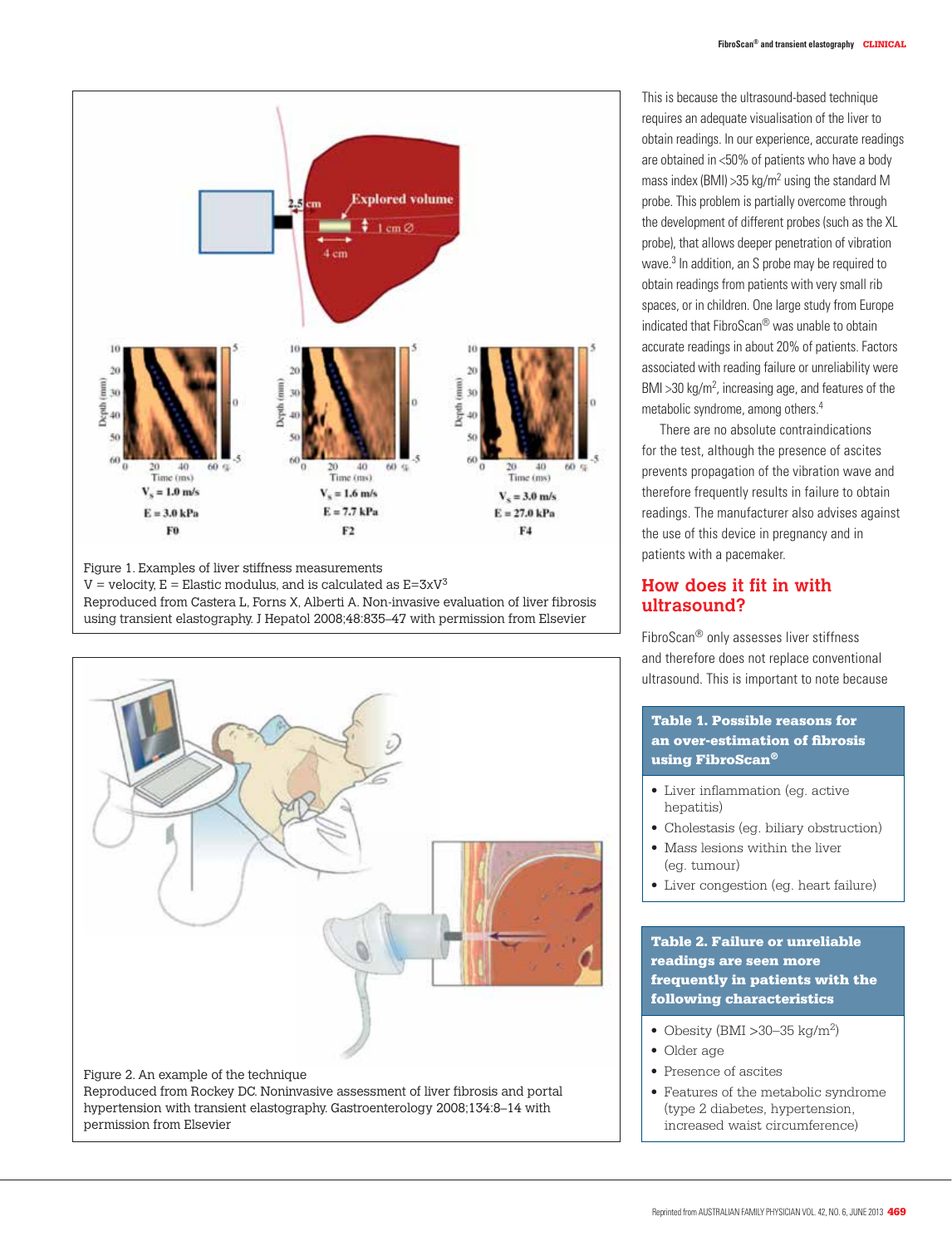Figure 1. Examples of liver stiffness measurements
V = velocity, E = Elastic modulus, and is calculated as $E=3xV^3$
Reproduced from Castera L, Forns X, Alberti A. Non-invasive evaluation of liver fibrosis using transient elastography. J Hepatol 2008;48:835–47 with permission from Elsevier

Figure 2. An example of the technique
Reproduced from Rockey DC. Noninvasive assessment of liver fibrosis and portal hypertension with transient elastography. Gastroenterology 2008;134:8–14 with permission from Elsevier

This is because the ultrasound-based technique requires an adequate visualisation of the liver to obtain readings. In our experience, accurate readings are obtained in <50% of patients who have a body mass index (BMI) >35 kg/m$^2$ using the standard M probe. This problem is partially overcome through the development of different probes (such as the XL probe), that allows deeper penetration of vibration wave.[3] In addition, an S probe may be required to obtain readings from patients with very small rib spaces, or in children. One large study from Europe indicated that FibroScan® was unable to obtain accurate readings in about 20% of patients. Factors associated with reading failure or unreliability were BMI >30 kg/m$^2$, increasing age, and features of the metabolic syndrome, among others.[4]

There are no absolute contraindications for the test, although the presence of ascites prevents propagation of the vibration wave and therefore frequently results in failure to obtain readings. The manufacturer also advises against the use of this device in pregnancy and in patients with a pacemaker.

## How does it fit in with ultrasound?

FibroScan® only assesses liver stiffness and therefore does not replace conventional ultrasound. This is important to note because

**Table 1. Possible reasons for an over-estimation of fibrosis using FibroScan®**

- Liver inflammation (eg. active hepatitis)
- Cholestasis (eg. biliary obstruction)
- Mass lesions within the liver (eg. tumour)
- Liver congestion (eg. heart failure)

**Table 2. Failure or unreliable readings are seen more frequently in patients with the following characteristics**

- Obesity (BMI >30–35 kg/m$^2$)
- Older age
- Presence of ascites
- Features of the metabolic syndrome (type 2 diabetes, hypertension, increased waist circumference)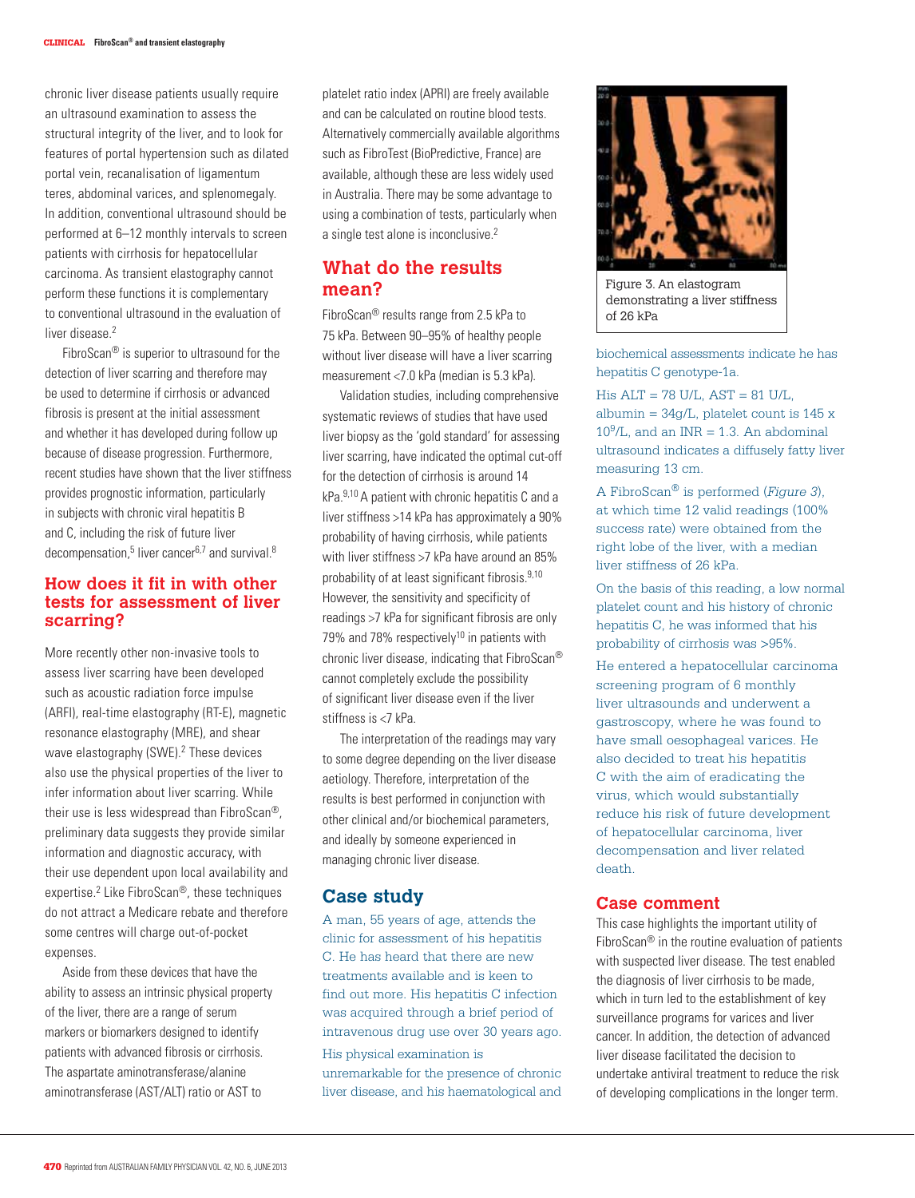chronic liver disease patients usually require an ultrasound examination to assess the structural integrity of the liver, and to look for features of portal hypertension such as dilated portal vein, recanalisation of ligamentum teres, abdominal varices, and splenomegaly. In addition, conventional ultrasound should be performed at 6–12 monthly intervals to screen patients with cirrhosis for hepatocellular carcinoma. As transient elastography cannot perform these functions it is complementary to conventional ultrasound in the evaluation of liver disease.[2]

FibroScan® is superior to ultrasound for the detection of liver scarring and therefore may be used to determine if cirrhosis or advanced fibrosis is present at the initial assessment and whether it has developed during follow up because of disease progression. Furthermore, recent studies have shown that the liver stiffness provides prognostic information, particularly in subjects with chronic viral hepatitis B and C, including the risk of future liver decompensation,[5] liver cancer[6,7] and survival.[8]

## How does it fit in with other tests for assessment of liver scarring?

More recently other non-invasive tools to assess liver scarring have been developed such as acoustic radiation force impulse (ARFI), real-time elastography (RT-E), magnetic resonance elastography (MRE), and shear wave elastography (SWE).[2] These devices also use the physical properties of the liver to infer information about liver scarring. While their use is less widespread than FibroScan®, preliminary data suggests they provide similar information and diagnostic accuracy, with their use dependent upon local availability and expertise.[2] Like FibroScan®, these techniques do not attract a Medicare rebate and therefore some centres will charge out-of-pocket expenses.

Aside from these devices that have the ability to assess an intrinsic physical property of the liver, there are a range of serum markers or biomarkers designed to identify patients with advanced fibrosis or cirrhosis. The aspartate aminotransferase/alanine aminotransferase (AST/ALT) ratio or AST to platelet ratio index (APRI) are freely available and can be calculated on routine blood tests. Alternatively commercially available algorithms such as FibroTest (BioPredictive, France) are available, although these are less widely used in Australia. There may be some advantage to using a combination of tests, particularly when a single test alone is inconclusive.[2]

## What do the results mean?

FibroScan® results range from 2.5 kPa to 75 kPa. Between 90–95% of healthy people without liver disease will have a liver scarring measurement <7.0 kPa (median is 5.3 kPa).

Validation studies, including comprehensive systematic reviews of studies that have used liver biopsy as the 'gold standard' for assessing liver scarring, have indicated the optimal cut-off for the detection of cirrhosis is around 14 kPa.[9,10] A patient with chronic hepatitis C and a liver stiffness >14 kPa has approximately a 90% probability of having cirrhosis, while patients with liver stiffness >7 kPa have around an 85% probability of at least significant fibrosis.[9,10] However, the sensitivity and specificity of readings >7 kPa for significant fibrosis are only 79% and 78% respectively[10] in patients with chronic liver disease, indicating that FibroScan® cannot completely exclude the possibility of significant liver disease even if the liver stiffness is <7 kPa.

The interpretation of the readings may vary to some degree depending on the liver disease aetiology. Therefore, interpretation of the results is best performed in conjunction with other clinical and/or biochemical parameters, and ideally by someone experienced in managing chronic liver disease.

## Case study

A man, 55 years of age, attends the clinic for assessment of his hepatitis C. He has heard that there are new treatments available and is keen to find out more. His hepatitis C infection was acquired through a brief period of intravenous drug use over 30 years ago.

His physical examination is unremarkable for the presence of chronic liver disease, and his haematological and biochemical assessments indicate he has hepatitis C genotype-1a.

His ALT = 78 U/L, AST = 81 U/L, albumin = 34g/L, platelet count is 145 x $10^9$/L, and an INR = 1.3. An abdominal ultrasound indicates a diffusely fatty liver measuring 13 cm.

A FibroScan® is performed (*Figure 3*), at which time 12 valid readings (100% success rate) were obtained from the right lobe of the liver, with a median liver stiffness of 26 kPa.

Figure 3. An elastogram demonstrating a liver stiffness of 26 kPa

On the basis of this reading, a low normal platelet count and his history of chronic hepatitis C, he was informed that his probability of cirrhosis was >95%.

He entered a hepatocellular carcinoma screening program of 6 monthly liver ultrasounds and underwent a gastroscopy, where he was found to have small oesophageal varices. He also decided to treat his hepatitis C with the aim of eradicating the virus, which would substantially reduce his risk of future development of hepatocellular carcinoma, liver decompensation and liver related death.

## Case comment

This case highlights the important utility of FibroScan® in the routine evaluation of patients with suspected liver disease. The test enabled the diagnosis of liver cirrhosis to be made, which in turn led to the establishment of key surveillance programs for varices and liver cancer. In addition, the detection of advanced liver disease facilitated the decision to undertake antiviral treatment to reduce the risk of developing complications in the longer term.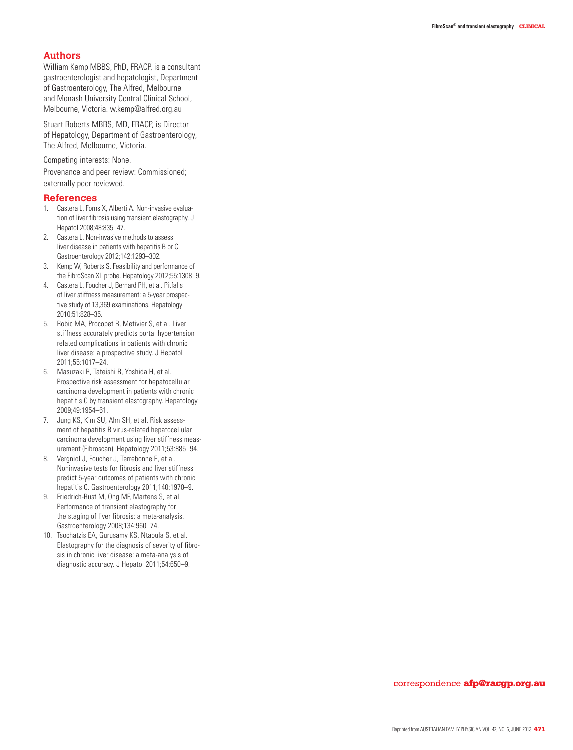## Authors

William Kemp MBBS, PhD, FRACP, is a consultant gastroenterologist and hepatologist, Department of Gastroenterology, The Alfred, Melbourne and Monash University Central Clinical School, Melbourne, Victoria. w.kemp@alfred.org.au

Stuart Roberts MBBS, MD, FRACP, is Director of Hepatology, Department of Gastroenterology, The Alfred, Melbourne, Victoria.

Competing interests: None.

Provenance and peer review: Commissioned; externally peer reviewed.

## References

1. Castera L, Forns X, Alberti A. Non-invasive evaluation of liver fibrosis using transient elastography. J Hepatol 2008;48:835–47.
2. Castera L. Non-invasive methods to assess liver disease in patients with hepatitis B or C. Gastroenterology 2012;142:1293–302.
3. Kemp W, Roberts S. Feasibility and performance of the FibroScan XL probe. Hepatology 2012;55:1308–9.
4. Castera L, Foucher J, Bernard PH, et al. Pitfalls of liver stiffness measurement: a 5-year prospective study of 13,369 examinations. Hepatology 2010;51:828–35.
5. Robic MA, Procopet B, Metivier S, et al. Liver stiffness accurately predicts portal hypertension related complications in patients with chronic liver disease: a prospective study. J Hepatol 2011;55:1017–24.
6. Masuzaki R, Tateishi R, Yoshida H, et al. Prospective risk assessment for hepatocellular carcinoma development in patients with chronic hepatitis C by transient elastography. Hepatology 2009;49:1954–61.
7. Jung KS, Kim SU, Ahn SH, et al. Risk assessment of hepatitis B virus-related hepatocellular carcinoma development using liver stiffness measurement (Fibroscan). Hepatology 2011;53:885–94.
8. Vergniol J, Foucher J, Terrebonne E, et al. Noninvasive tests for fibrosis and liver stiffness predict 5-year outcomes of patients with chronic hepatitis C. Gastroenterology 2011;140:1970–9.
9. Friedrich-Rust M, Ong MF, Martens S, et al. Performance of transient elastography for the staging of liver fibrosis: a meta-analysis. Gastroenterology 2008;134:960–74.
10. Tsochatzis EA, Gurusamy KS, Ntaoula S, et al. Elastography for the diagnosis of severity of fibrosis in chronic liver disease: a meta-analysis of diagnostic accuracy. J Hepatol 2011;54:650–9.

correspondence **afp@racgp.org.au**